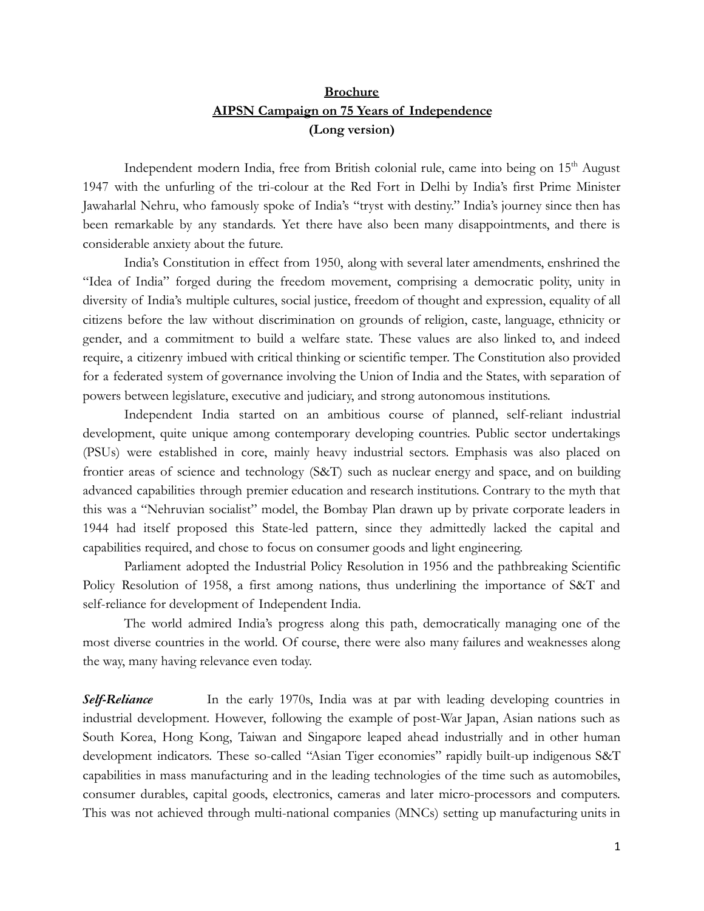**Brochure**

**AIPSN Campaign on 75 Years of Independence**

**(Long version)**

Independent modern India, free from British colonial rule, came into being on 15th August 1947 with the unfurling of the tri-colour at the Red Fort in Delhi by India's first Prime Minister Jawaharlal Nehru, who famously spoke of India's "tryst with destiny." India's journey since then has been remarkable by any standards. Yet there have also been many disappointments, and there is considerable anxiety about the future.

India's Constitution in effect from 1950, along with several later amendments, enshrined the "Idea of India" forged during the freedom movement, comprising a democratic polity, unity in diversity of India's multiple cultures, social justice, freedom of thought and expression, equality of all citizens before the law without discrimination on grounds of religion, caste, language, ethnicity or gender, and a commitment to build a welfare state. These values are also linked to, and indeed require, a citizenry imbued with critical thinking or scientific temper. The Constitution also provided for a federated system of governance involving the Union of India and the States, with separation of powers between legislature, executive and judiciary, and strong autonomous institutions.

Independent India started on an ambitious course of planned, self-reliant industrial development, quite unique among contemporary developing countries. Public sector undertakings (PSUs) were established in core, mainly heavy industrial sectors. Emphasis was also placed on frontier areas of science and technology (S&T) such as nuclear energy and space, and on building advanced capabilities through premier education and research institutions. Contrary to the myth that this was a "Nehruvian socialist" model, the Bombay Plan drawn up by private corporate leaders in 1944 had itself proposed this State-led pattern, since they admittedly lacked the capital and capabilities required, and chose to focus on consumer goods and light engineering.

Parliament adopted the Industrial Policy Resolution in 1956 and the pathbreaking Scientific Policy Resolution of 1958, a first among nations, thus underlining the importance of S&T and self-reliance for development of Independent India.

The world admired India's progress along this path, democratically managing one of the most diverse countries in the world. Of course, there were also many failures and weaknesses along the way, many having relevance even today.

***Self-Reliance*** In the early 1970s, India was at par with leading developing countries in industrial development. However, following the example of post-War Japan, Asian nations such as South Korea, Hong Kong, Taiwan and Singapore leaped ahead industrially and in other human development indicators. These so-called "Asian Tiger economies" rapidly built-up indigenous S&T capabilities in mass manufacturing and in the leading technologies of the time such as automobiles, consumer durables, capital goods, electronics, cameras and later micro-processors and computers. This was not achieved through multi-national companies (MNCs) setting up manufacturing units in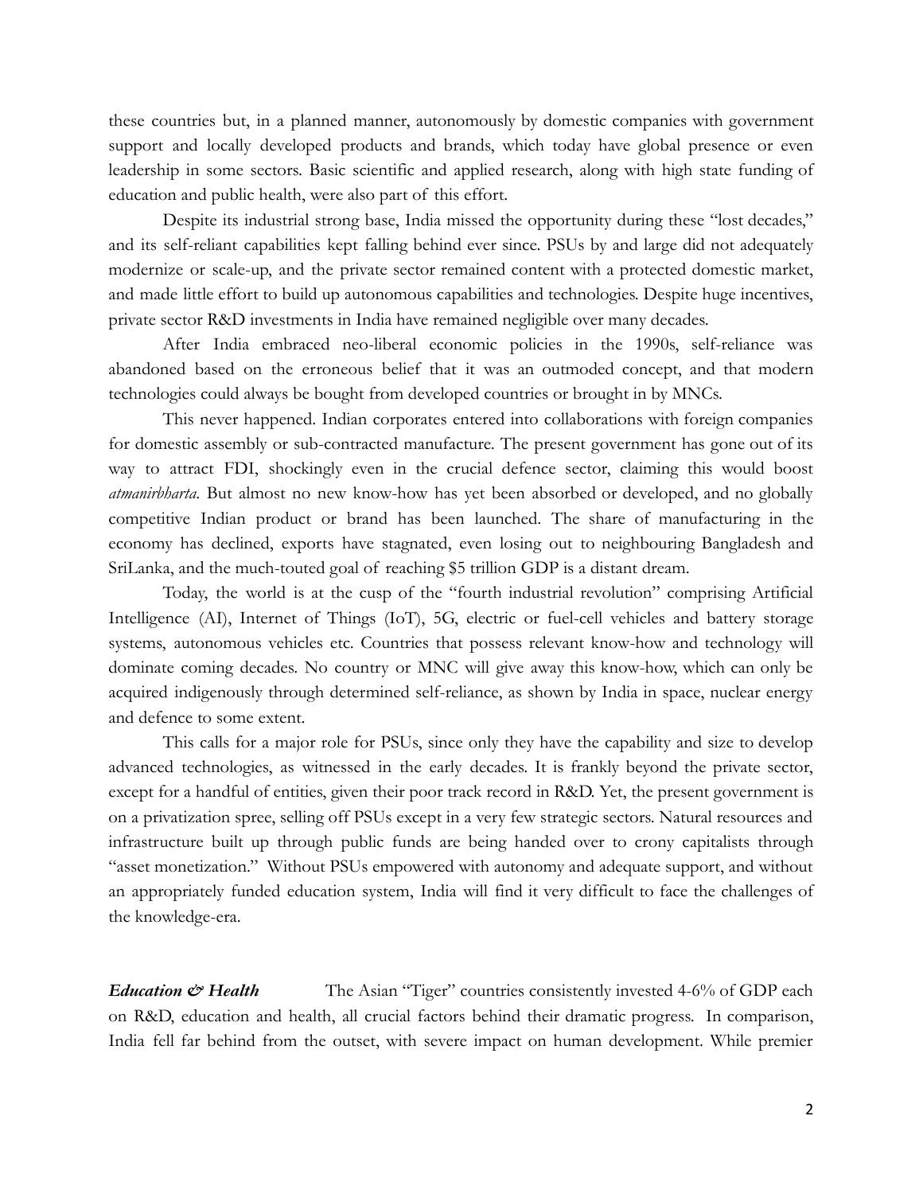these countries but, in a planned manner, autonomously by domestic companies with government support and locally developed products and brands, which today have global presence or even leadership in some sectors. Basic scientific and applied research, along with high state funding of education and public health, were also part of this effort.

Despite its industrial strong base, India missed the opportunity during these "lost decades," and its self-reliant capabilities kept falling behind ever since. PSUs by and large did not adequately modernize or scale-up, and the private sector remained content with a protected domestic market, and made little effort to build up autonomous capabilities and technologies. Despite huge incentives, private sector R&D investments in India have remained negligible over many decades.

After India embraced neo-liberal economic policies in the 1990s, self-reliance was abandoned based on the erroneous belief that it was an outmoded concept, and that modern technologies could always be bought from developed countries or brought in by MNCs.

This never happened. Indian corporates entered into collaborations with foreign companies for domestic assembly or sub-contracted manufacture. The present government has gone out of its way to attract FDI, shockingly even in the crucial defence sector, claiming this would boost *atmanirbharta*. But almost no new know-how has yet been absorbed or developed, and no globally competitive Indian product or brand has been launched. The share of manufacturing in the economy has declined, exports have stagnated, even losing out to neighbouring Bangladesh and SriLanka, and the much-touted goal of reaching $5 trillion GDP is a distant dream.

Today, the world is at the cusp of the "fourth industrial revolution" comprising Artificial Intelligence (AI), Internet of Things (IoT), 5G, electric or fuel-cell vehicles and battery storage systems, autonomous vehicles etc. Countries that possess relevant know-how and technology will dominate coming decades. No country or MNC will give away this know-how, which can only be acquired indigenously through determined self-reliance, as shown by India in space, nuclear energy and defence to some extent.

This calls for a major role for PSUs, since only they have the capability and size to develop advanced technologies, as witnessed in the early decades. It is frankly beyond the private sector, except for a handful of entities, given their poor track record in R&D. Yet, the present government is on a privatization spree, selling off PSUs except in a very few strategic sectors. Natural resources and infrastructure built up through public funds are being handed over to crony capitalists through "asset monetization." Without PSUs empowered with autonomy and adequate support, and without an appropriately funded education system, India will find it very difficult to face the challenges of the knowledge-era.

***Education & Health*** The Asian "Tiger" countries consistently invested 4-6% of GDP each on R&D, education and health, all crucial factors behind their dramatic progress. In comparison, India fell far behind from the outset, with severe impact on human development. While premier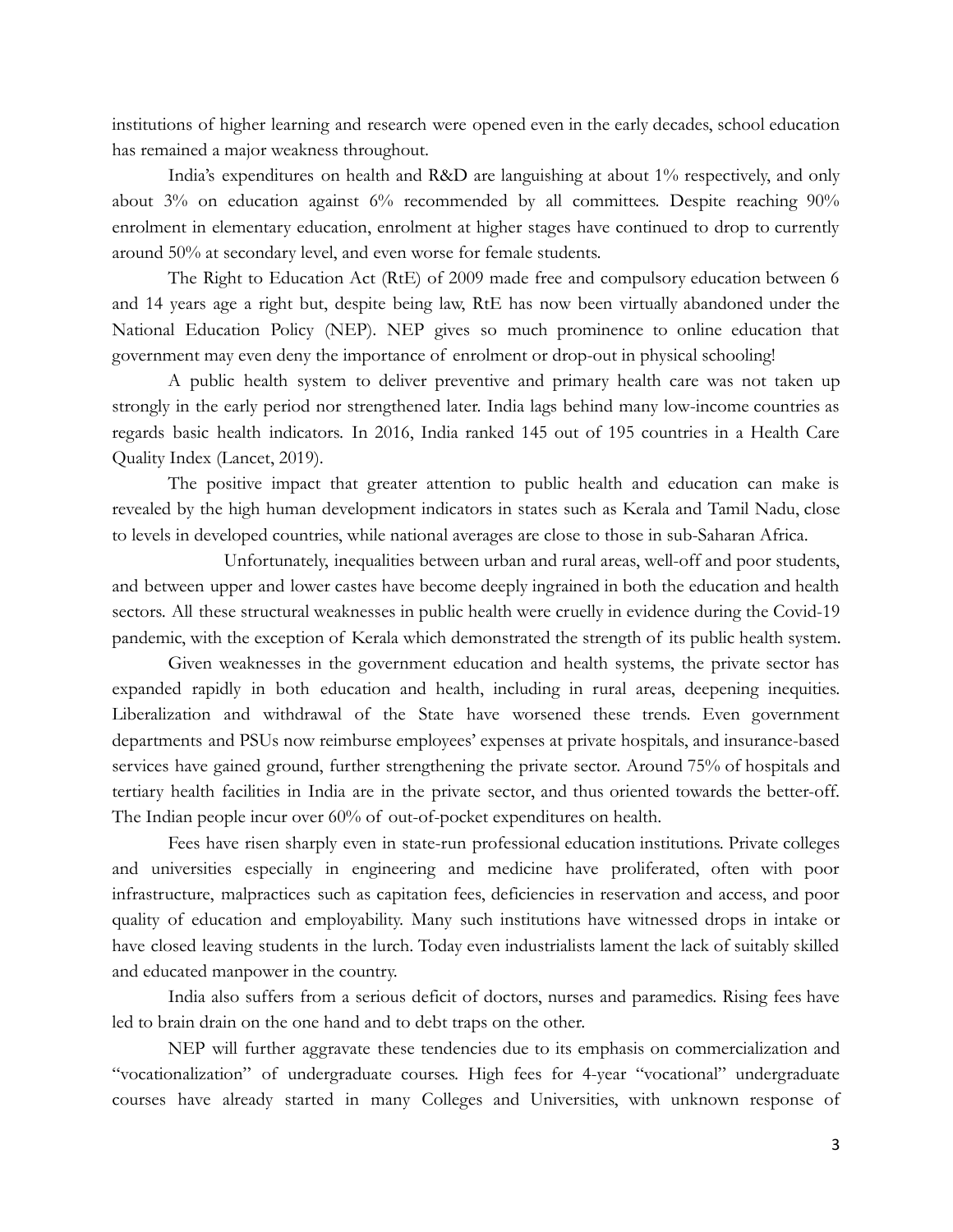institutions of higher learning and research were opened even in the early decades, school education has remained a major weakness throughout.

India's expenditures on health and R&D are languishing at about 1% respectively, and only about 3% on education against 6% recommended by all committees. Despite reaching 90% enrolment in elementary education, enrolment at higher stages have continued to drop to currently around 50% at secondary level, and even worse for female students.

The Right to Education Act (RtE) of 2009 made free and compulsory education between 6 and 14 years age a right but, despite being law, RtE has now been virtually abandoned under the National Education Policy (NEP). NEP gives so much prominence to online education that government may even deny the importance of enrolment or drop-out in physical schooling!

A public health system to deliver preventive and primary health care was not taken up strongly in the early period nor strengthened later. India lags behind many low-income countries as regards basic health indicators. In 2016, India ranked 145 out of 195 countries in a Health Care Quality Index (Lancet, 2019).

The positive impact that greater attention to public health and education can make is revealed by the high human development indicators in states such as Kerala and Tamil Nadu, close to levels in developed countries, while national averages are close to those in sub-Saharan Africa.

Unfortunately, inequalities between urban and rural areas, well-off and poor students, and between upper and lower castes have become deeply ingrained in both the education and health sectors. All these structural weaknesses in public health were cruelly in evidence during the Covid-19 pandemic, with the exception of Kerala which demonstrated the strength of its public health system.

Given weaknesses in the government education and health systems, the private sector has expanded rapidly in both education and health, including in rural areas, deepening inequities. Liberalization and withdrawal of the State have worsened these trends. Even government departments and PSUs now reimburse employees' expenses at private hospitals, and insurance-based services have gained ground, further strengthening the private sector. Around 75% of hospitals and tertiary health facilities in India are in the private sector, and thus oriented towards the better-off. The Indian people incur over 60% of out-of-pocket expenditures on health.

Fees have risen sharply even in state-run professional education institutions. Private colleges and universities especially in engineering and medicine have proliferated, often with poor infrastructure, malpractices such as capitation fees, deficiencies in reservation and access, and poor quality of education and employability. Many such institutions have witnessed drops in intake or have closed leaving students in the lurch. Today even industrialists lament the lack of suitably skilled and educated manpower in the country.

India also suffers from a serious deficit of doctors, nurses and paramedics. Rising fees have led to brain drain on the one hand and to debt traps on the other.

NEP will further aggravate these tendencies due to its emphasis on commercialization and "vocationalization" of undergraduate courses. High fees for 4-year "vocational" undergraduate courses have already started in many Colleges and Universities, with unknown response of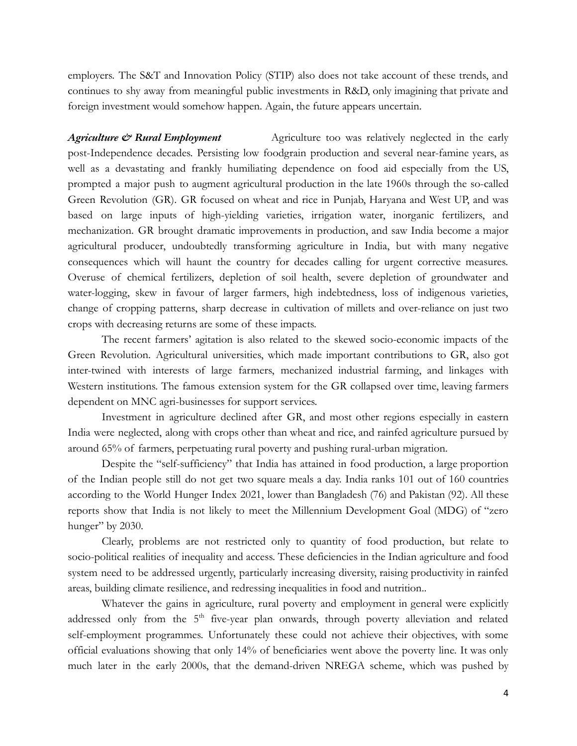employers. The S&T and Innovation Policy (STIP) also does not take account of these trends, and continues to shy away from meaningful public investments in R&D, only imagining that private and foreign investment would somehow happen. Again, the future appears uncertain.

***Agriculture & Rural Employment*** Agriculture too was relatively neglected in the early post-Independence decades. Persisting low foodgrain production and several near-famine years, as well as a devastating and frankly humiliating dependence on food aid especially from the US, prompted a major push to augment agricultural production in the late 1960s through the so-called Green Revolution (GR). GR focused on wheat and rice in Punjab, Haryana and West UP, and was based on large inputs of high-yielding varieties, irrigation water, inorganic fertilizers, and mechanization. GR brought dramatic improvements in production, and saw India become a major agricultural producer, undoubtedly transforming agriculture in India, but with many negative consequences which will haunt the country for decades calling for urgent corrective measures. Overuse of chemical fertilizers, depletion of soil health, severe depletion of groundwater and water-logging, skew in favour of larger farmers, high indebtedness, loss of indigenous varieties, change of cropping patterns, sharp decrease in cultivation of millets and over-reliance on just two crops with decreasing returns are some of these impacts.

The recent farmers' agitation is also related to the skewed socio-economic impacts of the Green Revolution. Agricultural universities, which made important contributions to GR, also got inter-twined with interests of large farmers, mechanized industrial farming, and linkages with Western institutions. The famous extension system for the GR collapsed over time, leaving farmers dependent on MNC agri-businesses for support services.

Investment in agriculture declined after GR, and most other regions especially in eastern India were neglected, along with crops other than wheat and rice, and rainfed agriculture pursued by around 65% of farmers, perpetuating rural poverty and pushing rural-urban migration.

Despite the "self-sufficiency" that India has attained in food production, a large proportion of the Indian people still do not get two square meals a day. India ranks 101 out of 160 countries according to the World Hunger Index 2021, lower than Bangladesh (76) and Pakistan (92). All these reports show that India is not likely to meet the Millennium Development Goal (MDG) of "zero hunger" by 2030.

Clearly, problems are not restricted only to quantity of food production, but relate to socio-political realities of inequality and access. These deficiencies in the Indian agriculture and food system need to be addressed urgently, particularly increasing diversity, raising productivity in rainfed areas, building climate resilience, and redressing inequalities in food and nutrition..

Whatever the gains in agriculture, rural poverty and employment in general were explicitly addressed only from the 5th five-year plan onwards, through poverty alleviation and related self-employment programmes. Unfortunately these could not achieve their objectives, with some official evaluations showing that only 14% of beneficiaries went above the poverty line. It was only much later in the early 2000s, that the demand-driven NREGA scheme, which was pushed by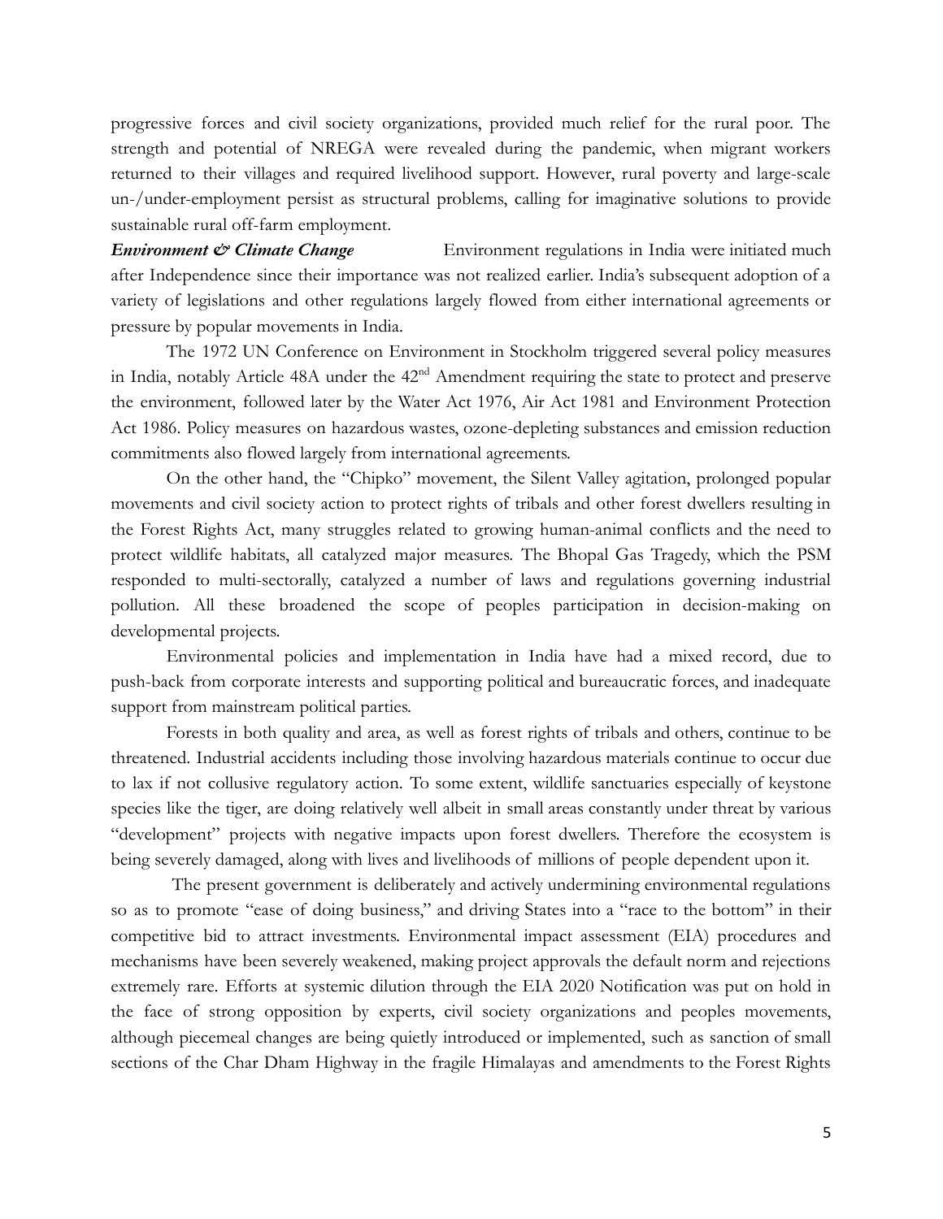progressive forces and civil society organizations, provided much relief for the rural poor. The strength and potential of NREGA were revealed during the pandemic, when migrant workers returned to their villages and required livelihood support. However, rural poverty and large-scale un-/under-employment persist as structural problems, calling for imaginative solutions to provide sustainable rural off-farm employment.

***Environment & Climate Change*** Environment regulations in India were initiated much after Independence since their importance was not realized earlier. India's subsequent adoption of a variety of legislations and other regulations largely flowed from either international agreements or pressure by popular movements in India.

The 1972 UN Conference on Environment in Stockholm triggered several policy measures in India, notably Article 48A under the 42nd Amendment requiring the state to protect and preserve the environment, followed later by the Water Act 1976, Air Act 1981 and Environment Protection Act 1986. Policy measures on hazardous wastes, ozone-depleting substances and emission reduction commitments also flowed largely from international agreements.

On the other hand, the "Chipko" movement, the Silent Valley agitation, prolonged popular movements and civil society action to protect rights of tribals and other forest dwellers resulting in the Forest Rights Act, many struggles related to growing human-animal conflicts and the need to protect wildlife habitats, all catalyzed major measures. The Bhopal Gas Tragedy, which the PSM responded to multi-sectorally, catalyzed a number of laws and regulations governing industrial pollution. All these broadened the scope of peoples participation in decision-making on developmental projects.

Environmental policies and implementation in India have had a mixed record, due to push-back from corporate interests and supporting political and bureaucratic forces, and inadequate support from mainstream political parties.

Forests in both quality and area, as well as forest rights of tribals and others, continue to be threatened. Industrial accidents including those involving hazardous materials continue to occur due to lax if not collusive regulatory action. To some extent, wildlife sanctuaries especially of keystone species like the tiger, are doing relatively well albeit in small areas constantly under threat by various "development" projects with negative impacts upon forest dwellers. Therefore the ecosystem is being severely damaged, along with lives and livelihoods of millions of people dependent upon it.

The present government is deliberately and actively undermining environmental regulations so as to promote "ease of doing business," and driving States into a "race to the bottom" in their competitive bid to attract investments. Environmental impact assessment (EIA) procedures and mechanisms have been severely weakened, making project approvals the default norm and rejections extremely rare. Efforts at systemic dilution through the EIA 2020 Notification was put on hold in the face of strong opposition by experts, civil society organizations and peoples movements, although piecemeal changes are being quietly introduced or implemented, such as sanction of small sections of the Char Dham Highway in the fragile Himalayas and amendments to the Forest Rights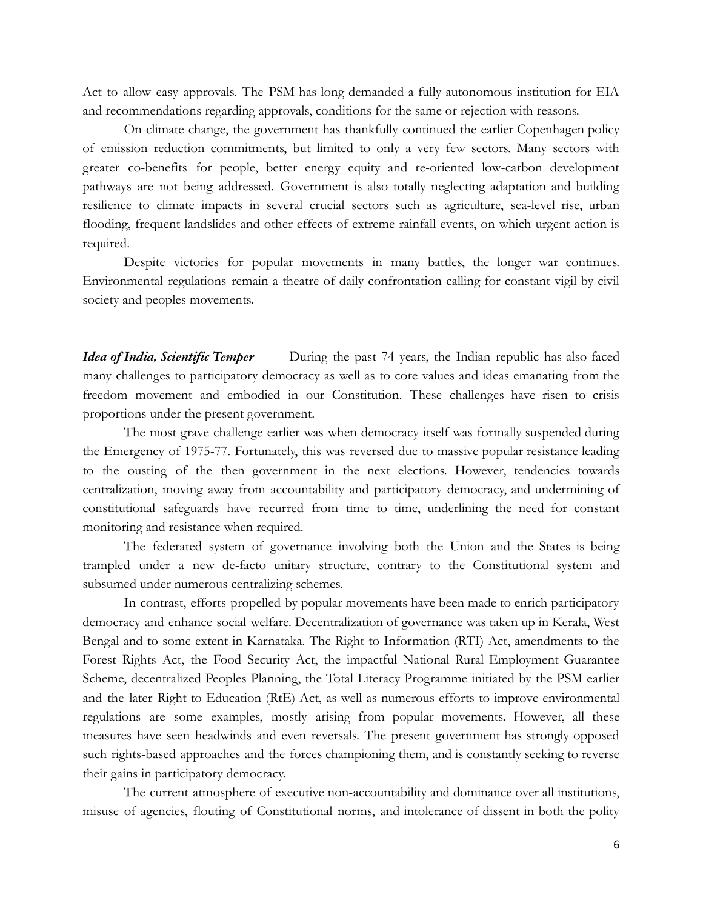Act to allow easy approvals. The PSM has long demanded a fully autonomous institution for EIA and recommendations regarding approvals, conditions for the same or rejection with reasons.

On climate change, the government has thankfully continued the earlier Copenhagen policy of emission reduction commitments, but limited to only a very few sectors. Many sectors with greater co-benefits for people, better energy equity and re-oriented low-carbon development pathways are not being addressed. Government is also totally neglecting adaptation and building resilience to climate impacts in several crucial sectors such as agriculture, sea-level rise, urban flooding, frequent landslides and other effects of extreme rainfall events, on which urgent action is required.

Despite victories for popular movements in many battles, the longer war continues. Environmental regulations remain a theatre of daily confrontation calling for constant vigil by civil society and peoples movements.

***Idea of India, Scientific Temper*** During the past 74 years, the Indian republic has also faced many challenges to participatory democracy as well as to core values and ideas emanating from the freedom movement and embodied in our Constitution. These challenges have risen to crisis proportions under the present government.

The most grave challenge earlier was when democracy itself was formally suspended during the Emergency of 1975-77. Fortunately, this was reversed due to massive popular resistance leading to the ousting of the then government in the next elections. However, tendencies towards centralization, moving away from accountability and participatory democracy, and undermining of constitutional safeguards have recurred from time to time, underlining the need for constant monitoring and resistance when required.

The federated system of governance involving both the Union and the States is being trampled under a new de-facto unitary structure, contrary to the Constitutional system and subsumed under numerous centralizing schemes.

In contrast, efforts propelled by popular movements have been made to enrich participatory democracy and enhance social welfare. Decentralization of governance was taken up in Kerala, West Bengal and to some extent in Karnataka. The Right to Information (RTI) Act, amendments to the Forest Rights Act, the Food Security Act, the impactful National Rural Employment Guarantee Scheme, decentralized Peoples Planning, the Total Literacy Programme initiated by the PSM earlier and the later Right to Education (RtE) Act, as well as numerous efforts to improve environmental regulations are some examples, mostly arising from popular movements. However, all these measures have seen headwinds and even reversals. The present government has strongly opposed such rights-based approaches and the forces championing them, and is constantly seeking to reverse their gains in participatory democracy.

The current atmosphere of executive non-accountability and dominance over all institutions, misuse of agencies, flouting of Constitutional norms, and intolerance of dissent in both the polity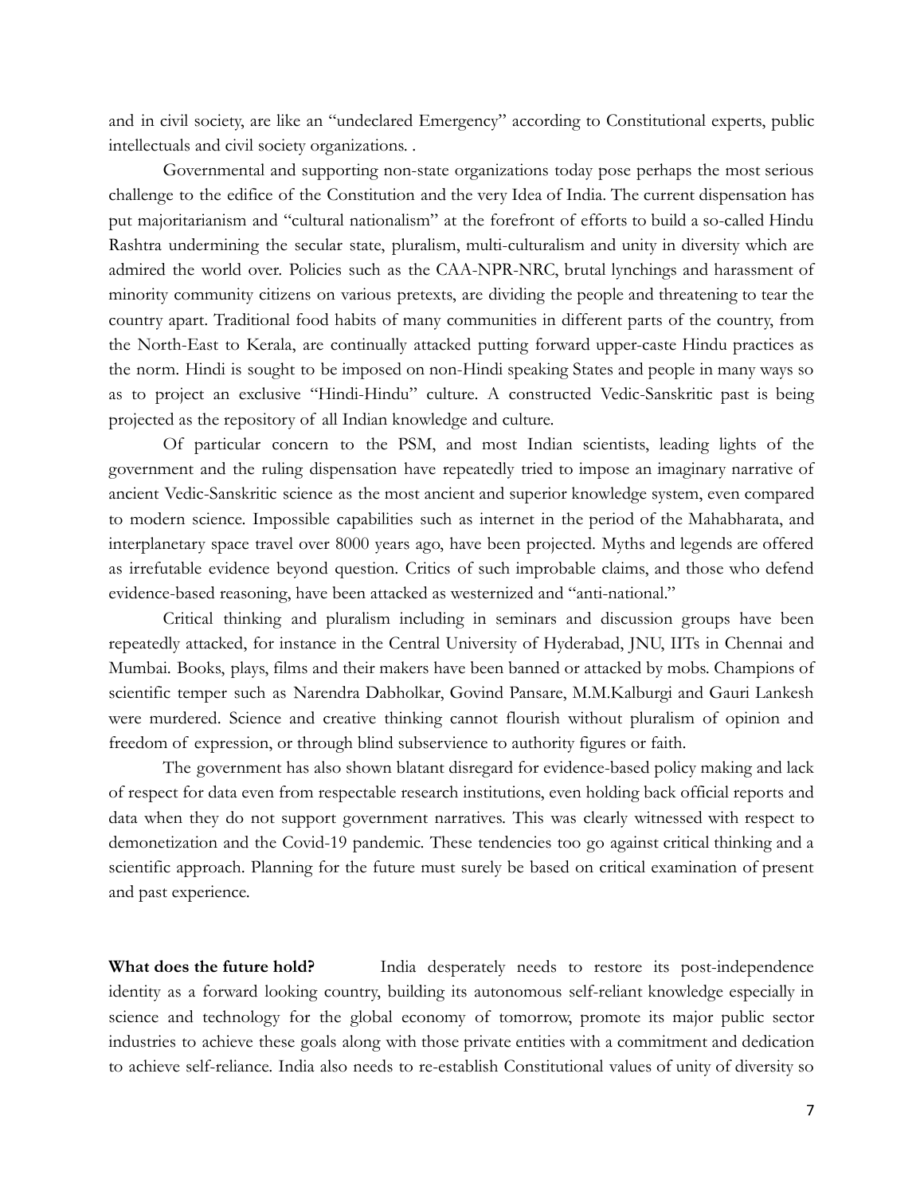and in civil society, are like an "undeclared Emergency" according to Constitutional experts, public intellectuals and civil society organizations. .

Governmental and supporting non-state organizations today pose perhaps the most serious challenge to the edifice of the Constitution and the very Idea of India. The current dispensation has put majoritarianism and "cultural nationalism" at the forefront of efforts to build a so-called Hindu Rashtra undermining the secular state, pluralism, multi-culturalism and unity in diversity which are admired the world over. Policies such as the CAA-NPR-NRC, brutal lynchings and harassment of minority community citizens on various pretexts, are dividing the people and threatening to tear the country apart. Traditional food habits of many communities in different parts of the country, from the North-East to Kerala, are continually attacked putting forward upper-caste Hindu practices as the norm. Hindi is sought to be imposed on non-Hindi speaking States and people in many ways so as to project an exclusive "Hindi-Hindu" culture. A constructed Vedic-Sanskritic past is being projected as the repository of all Indian knowledge and culture.

Of particular concern to the PSM, and most Indian scientists, leading lights of the government and the ruling dispensation have repeatedly tried to impose an imaginary narrative of ancient Vedic-Sanskritic science as the most ancient and superior knowledge system, even compared to modern science. Impossible capabilities such as internet in the period of the Mahabharata, and interplanetary space travel over 8000 years ago, have been projected. Myths and legends are offered as irrefutable evidence beyond question. Critics of such improbable claims, and those who defend evidence-based reasoning, have been attacked as westernized and "anti-national."

Critical thinking and pluralism including in seminars and discussion groups have been repeatedly attacked, for instance in the Central University of Hyderabad, JNU, IITs in Chennai and Mumbai. Books, plays, films and their makers have been banned or attacked by mobs. Champions of scientific temper such as Narendra Dabholkar, Govind Pansare, M.M.Kalburgi and Gauri Lankesh were murdered. Science and creative thinking cannot flourish without pluralism of opinion and freedom of expression, or through blind subservience to authority figures or faith.

The government has also shown blatant disregard for evidence-based policy making and lack of respect for data even from respectable research institutions, even holding back official reports and data when they do not support government narratives. This was clearly witnessed with respect to demonetization and the Covid-19 pandemic. These tendencies too go against critical thinking and a scientific approach. Planning for the future must surely be based on critical examination of present and past experience.

**What does the future hold?** India desperately needs to restore its post-independence identity as a forward looking country, building its autonomous self-reliant knowledge especially in science and technology for the global economy of tomorrow, promote its major public sector industries to achieve these goals along with those private entities with a commitment and dedication to achieve self-reliance. India also needs to re-establish Constitutional values of unity of diversity so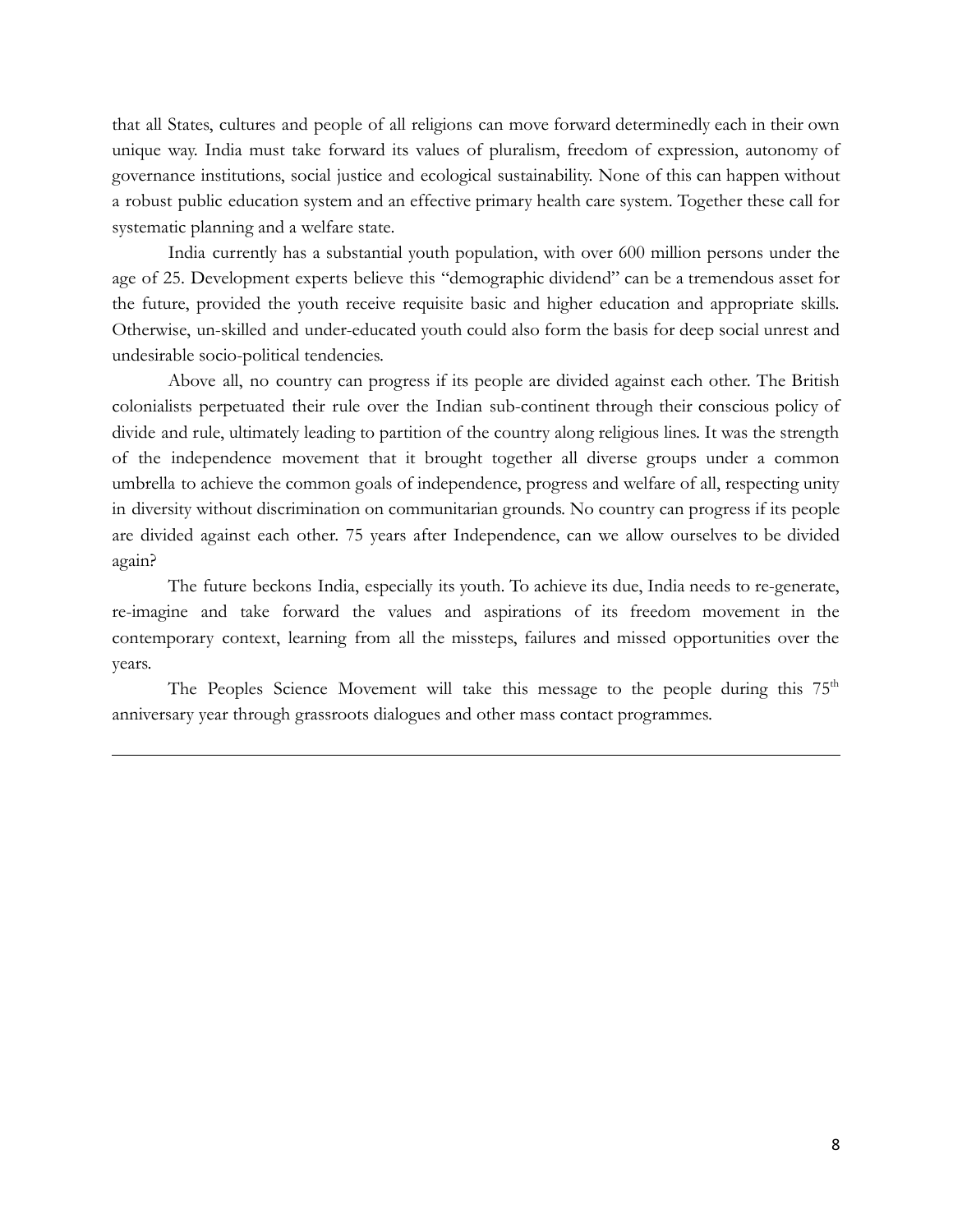that all States, cultures and people of all religions can move forward determinedly each in their own unique way. India must take forward its values of pluralism, freedom of expression, autonomy of governance institutions, social justice and ecological sustainability. None of this can happen without a robust public education system and an effective primary health care system. Together these call for systematic planning and a welfare state.

India currently has a substantial youth population, with over 600 million persons under the age of 25. Development experts believe this "demographic dividend" can be a tremendous asset for the future, provided the youth receive requisite basic and higher education and appropriate skills. Otherwise, un-skilled and under-educated youth could also form the basis for deep social unrest and undesirable socio-political tendencies.

Above all, no country can progress if its people are divided against each other. The British colonialists perpetuated their rule over the Indian sub-continent through their conscious policy of divide and rule, ultimately leading to partition of the country along religious lines. It was the strength of the independence movement that it brought together all diverse groups under a common umbrella to achieve the common goals of independence, progress and welfare of all, respecting unity in diversity without discrimination on communitarian grounds. No country can progress if its people are divided against each other. 75 years after Independence, can we allow ourselves to be divided again?

The future beckons India, especially its youth. To achieve its due, India needs to re-generate, re-imagine and take forward the values and aspirations of its freedom movement in the contemporary context, learning from all the missteps, failures and missed opportunities over the years.

The Peoples Science Movement will take this message to the people during this 75th anniversary year through grassroots dialogues and other mass contact programmes.

---